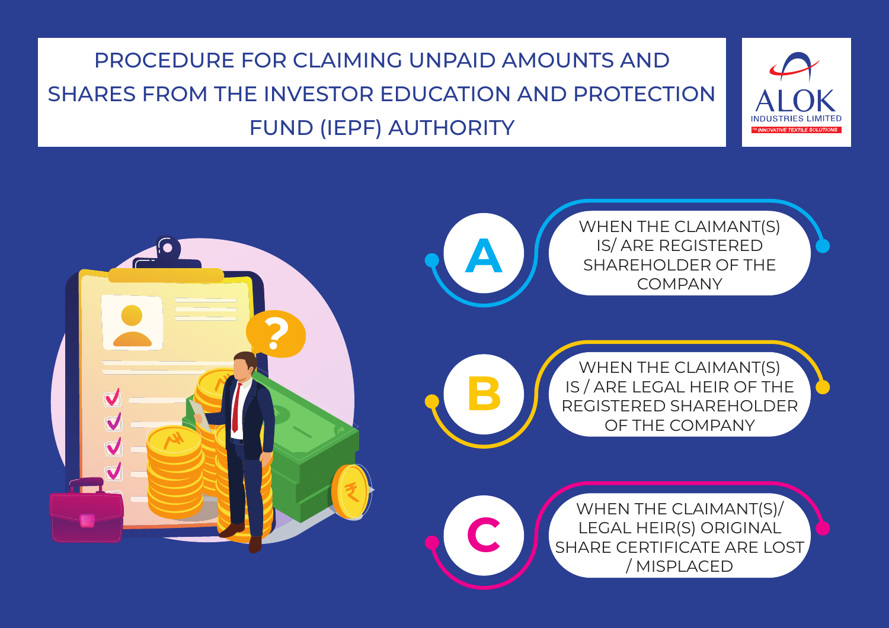# PROCEDURE FOR CLAIMING UNPAID AMOUNTS AND SHARES FROM THE INVESTOR EDUCATION AND PROTECTION FUND (IEPF) AUTHORITY

ALOK INDUSTRIES LIMITED
INNOVATIVE TEXTILE SOLUTIONS

**A** WHEN THE CLAIMANT(S) IS/ ARE REGISTERED SHAREHOLDER OF THE COMPANY

**B** WHEN THE CLAIMANT(S) IS / ARE LEGAL HEIR OF THE REGISTERED SHAREHOLDER OF THE COMPANY

**C** WHEN THE CLAIMANT(S)/ LEGAL HEIR(S) ORIGINAL SHARE CERTIFICATE ARE LOST / MISPLACED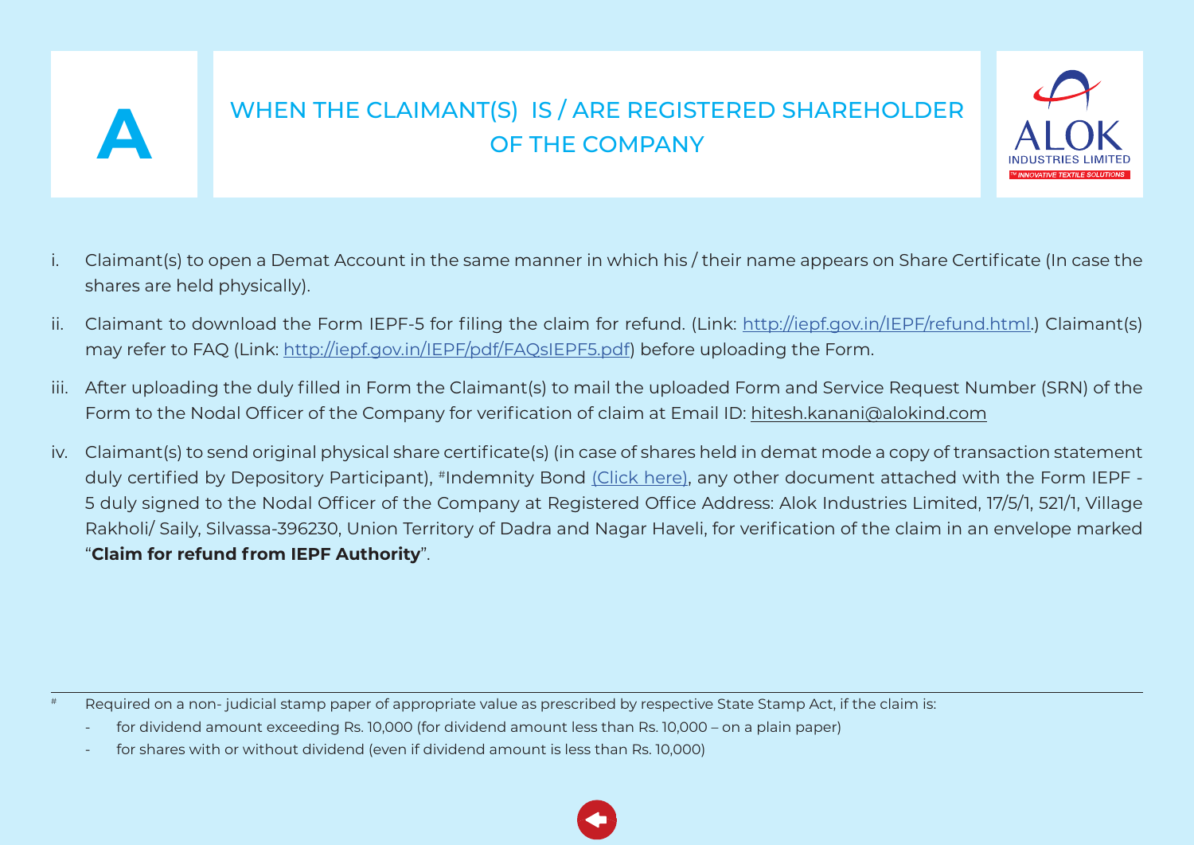# A WHEN THE CLAIMANT(S) IS / ARE REGISTERED SHAREHOLDER OF THE COMPANY

ALOK INDUSTRIES LIMITED

i. Claimant(s) to open a Demat Account in the same manner in which his / their name appears on Share Certificate (In case the shares are held physically).

ii. Claimant to download the Form IEPF-5 for filing the claim for refund. (Link: http://iepf.gov.in/IEPF/refund.html.) Claimant(s) may refer to FAQ (Link: http://iepf.gov.in/IEPF/pdf/FAQsIEPF5.pdf) before uploading the Form.

iii. After uploading the duly filled in Form the Claimant(s) to mail the uploaded Form and Service Request Number (SRN) of the Form to the Nodal Officer of the Company for verification of claim at Email ID: hitesh.kanani@alokind.com

iv. Claimant(s) to send original physical share certificate(s) (in case of shares held in demat mode a copy of transaction statement duly certified by Depository Participant), #Indemnity Bond (Click here), any other document attached with the Form IEPF - 5 duly signed to the Nodal Officer of the Company at Registered Office Address: Alok Industries Limited, 17/5/1, 521/1, Village Rakholi/ Saily, Silvassa-396230, Union Territory of Dadra and Nagar Haveli, for verification of the claim in an envelope marked "**Claim for refund from IEPF Authority**".

---

# Required on a non- judicial stamp paper of appropriate value as prescribed by respective State Stamp Act, if the claim is:

- for dividend amount exceeding Rs. 10,000 (for dividend amount less than Rs. 10,000 – on a plain paper)
- for shares with or without dividend (even if dividend amount is less than Rs. 10,000)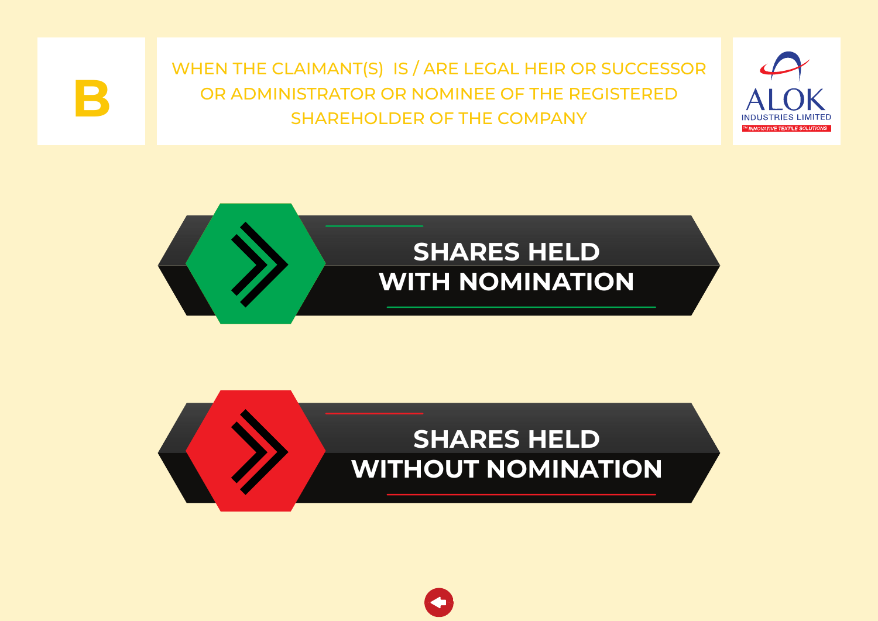# B

## WHEN THE CLAIMANT(S) IS / ARE LEGAL HEIR OR SUCCESSOR OR ADMINISTRATOR OR NOMINEE OF THE REGISTERED SHAREHOLDER OF THE COMPANY

ALOK INDUSTRIES LIMITED
INNOVATIVE TEXTILE SOLUTIONS

**SHARES HELD WITH NOMINATION**

**SHARES HELD WITHOUT NOMINATION**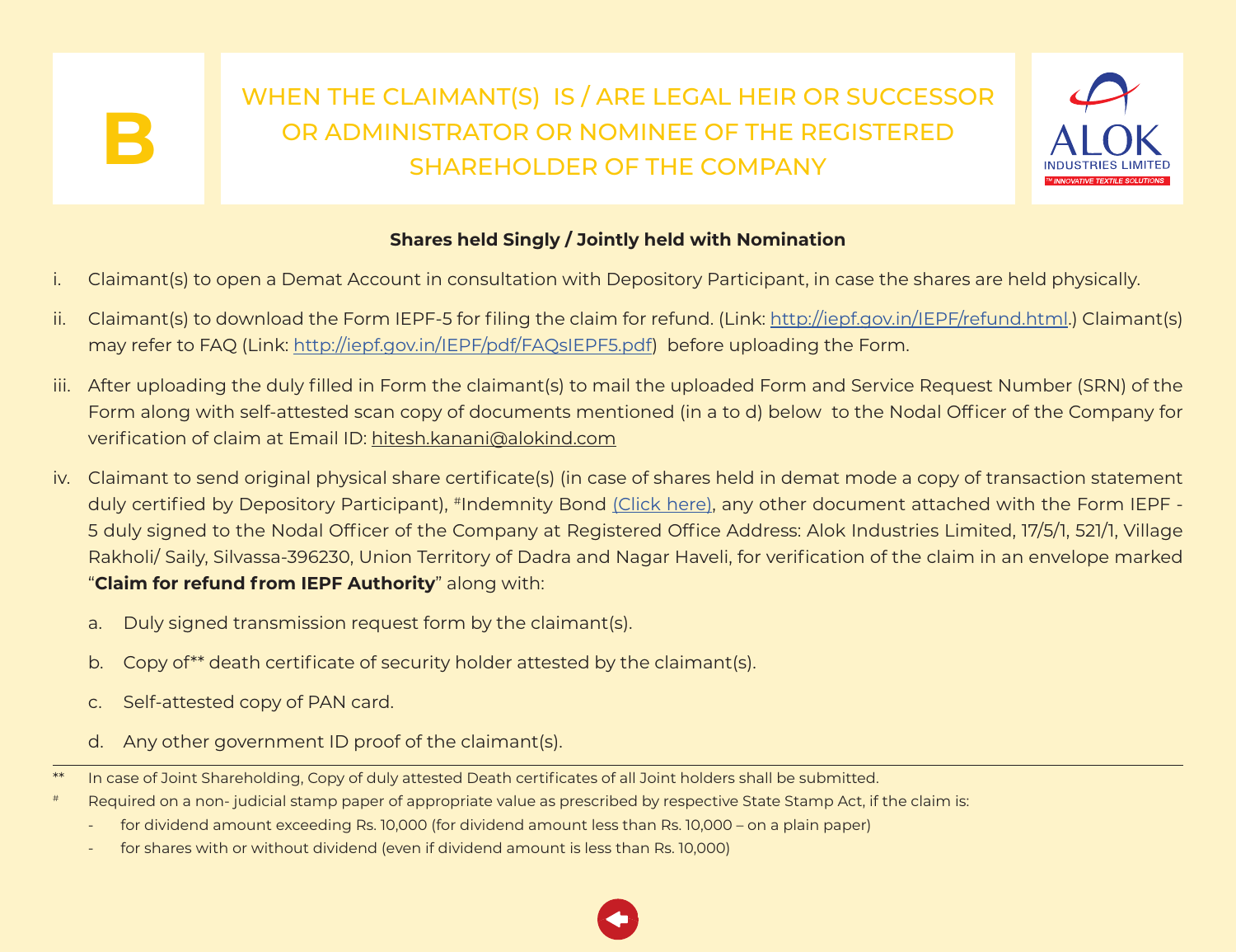# B

## WHEN THE CLAIMANT(S) IS / ARE LEGAL HEIR OR SUCCESSOR OR ADMINISTRATOR OR NOMINEE OF THE REGISTERED SHAREHOLDER OF THE COMPANY

ALOK INDUSTRIES LIMITED

**Shares held Singly / Jointly held with Nomination**

i. Claimant(s) to open a Demat Account in consultation with Depository Participant, in case the shares are held physically.

ii. Claimant(s) to download the Form IEPF-5 for filing the claim for refund. (Link: http://iepf.gov.in/IEPF/refund.html.) Claimant(s) may refer to FAQ (Link: http://iepf.gov.in/IEPF/pdf/FAQsIEPF5.pdf) before uploading the Form.

iii. After uploading the duly filled in Form the claimant(s) to mail the uploaded Form and Service Request Number (SRN) of the Form along with self-attested scan copy of documents mentioned (in a to d) below to the Nodal Officer of the Company for verification of claim at Email ID: hitesh.kanani@alokind.com

iv. Claimant to send original physical share certificate(s) (in case of shares held in demat mode a copy of transaction statement duly certified by Depository Participant), #Indemnity Bond (Click here), any other document attached with the Form IEPF - 5 duly signed to the Nodal Officer of the Company at Registered Office Address: Alok Industries Limited, 17/5/1, 521/1, Village Rakholi/ Saily, Silvassa-396230, Union Territory of Dadra and Nagar Haveli, for verification of the claim in an envelope marked "**Claim for refund from IEPF Authority**" along with:

   a. Duly signed transmission request form by the claimant(s).

   b. Copy of** death certificate of security holder attested by the claimant(s).

   c. Self-attested copy of PAN card.

   d. Any other government ID proof of the claimant(s).

---

** In case of Joint Shareholding, Copy of duly attested Death certificates of all Joint holders shall be submitted.

# Required on a non- judicial stamp paper of appropriate value as prescribed by respective State Stamp Act, if the claim is:

- for dividend amount exceeding Rs. 10,000 (for dividend amount less than Rs. 10,000 – on a plain paper)
- for shares with or without dividend (even if dividend amount is less than Rs. 10,000)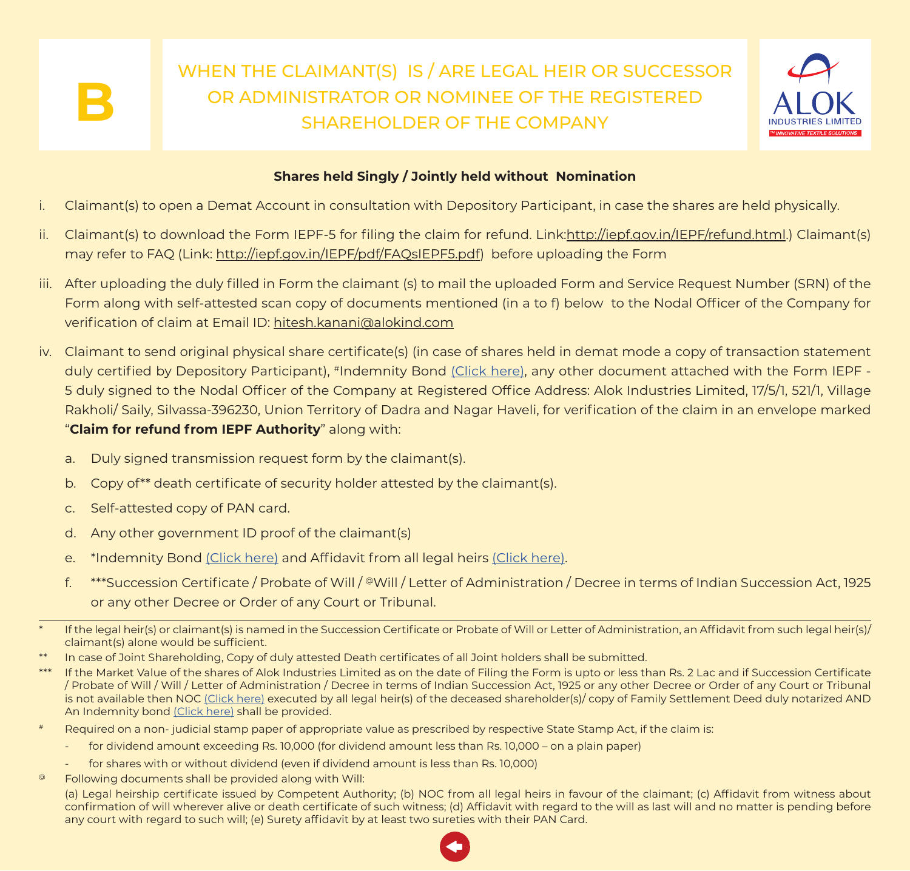# B

## WHEN THE CLAIMANT(S) IS / ARE LEGAL HEIR OR SUCCESSOR OR ADMINISTRATOR OR NOMINEE OF THE REGISTERED SHAREHOLDER OF THE COMPANY

ALOK INDUSTRIES LIMITED
™ INNOVATIVE TEXTILE SOLUTIONS

### Shares held Singly / Jointly held without Nomination

i. Claimant(s) to open a Demat Account in consultation with Depository Participant, in case the shares are held physically.

ii. Claimant(s) to download the Form IEPF-5 for filing the claim for refund. Link:http://iepf.gov.in/IEPF/refund.html.) Claimant(s) may refer to FAQ (Link: http://iepf.gov.in/IEPF/pdf/FAQsIEPF5.pdf) before uploading the Form

iii. After uploading the duly filled in Form the claimant (s) to mail the uploaded Form and Service Request Number (SRN) of the Form along with self-attested scan copy of documents mentioned (in a to f) below to the Nodal Officer of the Company for verification of claim at Email ID: hitesh.kanani@alokind.com

iv. Claimant to send original physical share certificate(s) (in case of shares held in demat mode a copy of transaction statement duly certified by Depository Participant), #Indemnity Bond (Click here), any other document attached with the Form IEPF - 5 duly signed to the Nodal Officer of the Company at Registered Office Address: Alok Industries Limited, 17/5/1, 521/1, Village Rakholi/ Saily, Silvassa-396230, Union Territory of Dadra and Nagar Haveli, for verification of the claim in an envelope marked "**Claim for refund from IEPF Authority**" along with:

   a. Duly signed transmission request form by the claimant(s).

   b. Copy of** death certificate of security holder attested by the claimant(s).

   c. Self-attested copy of PAN card.

   d. Any other government ID proof of the claimant(s)

   e. *Indemnity Bond (Click here) and Affidavit from all legal heirs (Click here).

   f. ***Succession Certificate / Probate of Will / @Will / Letter of Administration / Decree in terms of Indian Succession Act, 1925 or any other Decree or Order of any Court or Tribunal.

---

\* If the legal heir(s) or claimant(s) is named in the Succession Certificate or Probate of Will or Letter of Administration, an Affidavit from such legal heir(s)/ claimant(s) alone would be sufficient.

** In case of Joint Shareholding, Copy of duly attested Death certificates of all Joint holders shall be submitted.

*** If the Market Value of the shares of Alok Industries Limited as on the date of Filing the Form is upto or less than Rs. 2 Lac and if Succession Certificate / Probate of Will / Will / Letter of Administration / Decree in terms of Indian Succession Act, 1925 or any other Decree or Order of any Court or Tribunal is not available then NOC (Click here) executed by all legal heir(s) of the deceased shareholder(s)/ copy of Family Settlement Deed duly notarized AND An Indemnity bond (Click here) shall be provided.

\# Required on a non- judicial stamp paper of appropriate value as prescribed by respective State Stamp Act, if the claim is:

- for dividend amount exceeding Rs. 10,000 (for dividend amount less than Rs. 10,000 – on a plain paper)
- for shares with or without dividend (even if dividend amount is less than Rs. 10,000)

@ Following documents shall be provided along with Will:

(a) Legal heirship certificate issued by Competent Authority; (b) NOC from all legal heirs in favour of the claimant; (c) Affidavit from witness about confirmation of will wherever alive or death certificate of such witness; (d) Affidavit with regard to the will as last will and no matter is pending before any court with regard to such will; (e) Surety affidavit by at least two sureties with their PAN Card.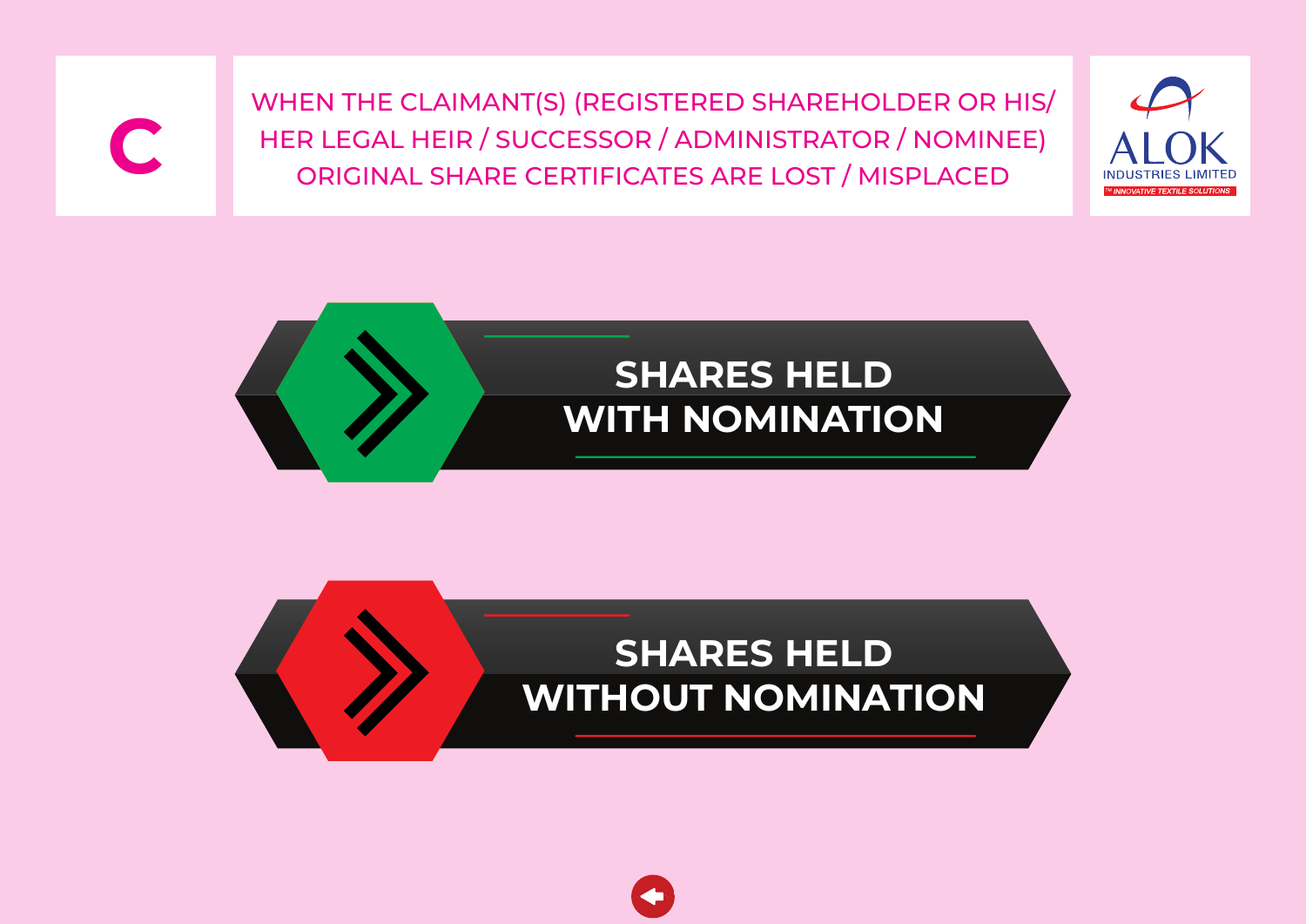# C

## WHEN THE CLAIMANT(S) (REGISTERED SHAREHOLDER OR HIS/ HER LEGAL HEIR / SUCCESSOR / ADMINISTRATOR / NOMINEE) ORIGINAL SHARE CERTIFICATES ARE LOST / MISPLACED

ALOK INDUSTRIES LIMITED
INNOVATIVE TEXTILE SOLUTIONS

**SHARES HELD WITH NOMINATION**

**SHARES HELD WITHOUT NOMINATION**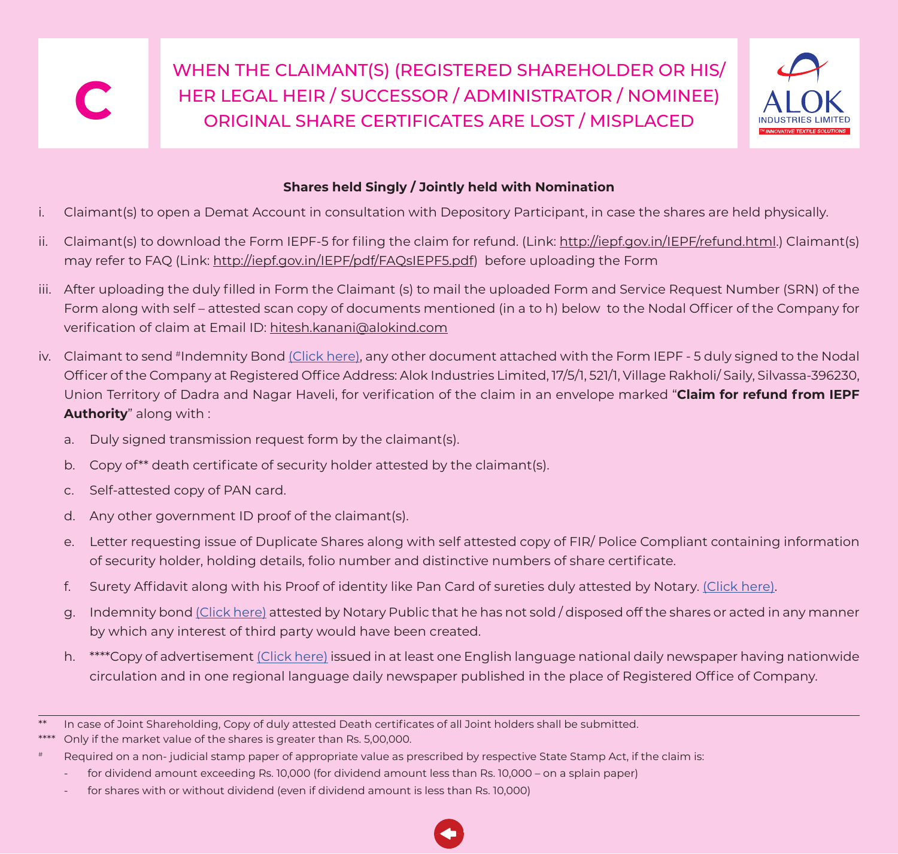# C

## WHEN THE CLAIMANT(S) (REGISTERED SHAREHOLDER OR HIS/ HER LEGAL HEIR / SUCCESSOR / ADMINISTRATOR / NOMINEE) ORIGINAL SHARE CERTIFICATES ARE LOST / MISPLACED

ALOK INDUSTRIES LIMITED

™ INNOVATIVE TEXTILE SOLUTIONS

**Shares held Singly / Jointly held with Nomination**

i. Claimant(s) to open a Demat Account in consultation with Depository Participant, in case the shares are held physically.

ii. Claimant(s) to download the Form IEPF-5 for filing the claim for refund. (Link: http://iepf.gov.in/IEPF/refund.html.) Claimant(s) may refer to FAQ (Link: http://iepf.gov.in/IEPF/pdf/FAQsIEPF5.pdf) before uploading the Form

iii. After uploading the duly filled in Form the Claimant (s) to mail the uploaded Form and Service Request Number (SRN) of the Form along with self – attested scan copy of documents mentioned (in a to h) below to the Nodal Officer of the Company for verification of claim at Email ID: hitesh.kanani@alokind.com

iv. Claimant to send #Indemnity Bond (Click here), any other document attached with the Form IEPF - 5 duly signed to the Nodal Officer of the Company at Registered Office Address: Alok Industries Limited, 17/5/1, 521/1, Village Rakholi/ Saily, Silvassa-396230, Union Territory of Dadra and Nagar Haveli, for verification of the claim in an envelope marked "**Claim for refund from IEPF Authority**" along with :

   a. Duly signed transmission request form by the claimant(s).

   b. Copy of** death certificate of security holder attested by the claimant(s).

   c. Self-attested copy of PAN card.

   d. Any other government ID proof of the claimant(s).

   e. Letter requesting issue of Duplicate Shares along with self attested copy of FIR/ Police Compliant containing information of security holder, holding details, folio number and distinctive numbers of share certificate.

   f. Surety Affidavit along with his Proof of identity like Pan Card of sureties duly attested by Notary. (Click here).

   g. Indemnity bond (Click here) attested by Notary Public that he has not sold / disposed off the shares or acted in any manner by which any interest of third party would have been created.

   h. ****Copy of advertisement (Click here) issued in at least one English language national daily newspaper having nationwide circulation and in one regional language daily newspaper published in the place of Registered Office of Company.

---

** In case of Joint Shareholding, Copy of duly attested Death certificates of all Joint holders shall be submitted.

**** Only if the market value of the shares is greater than Rs. 5,00,000.

# Required on a non- judicial stamp paper of appropriate value as prescribed by respective State Stamp Act, if the claim is:

- for dividend amount exceeding Rs. 10,000 (for dividend amount less than Rs. 10,000 – on a splain paper)
- for shares with or without dividend (even if dividend amount is less than Rs. 10,000)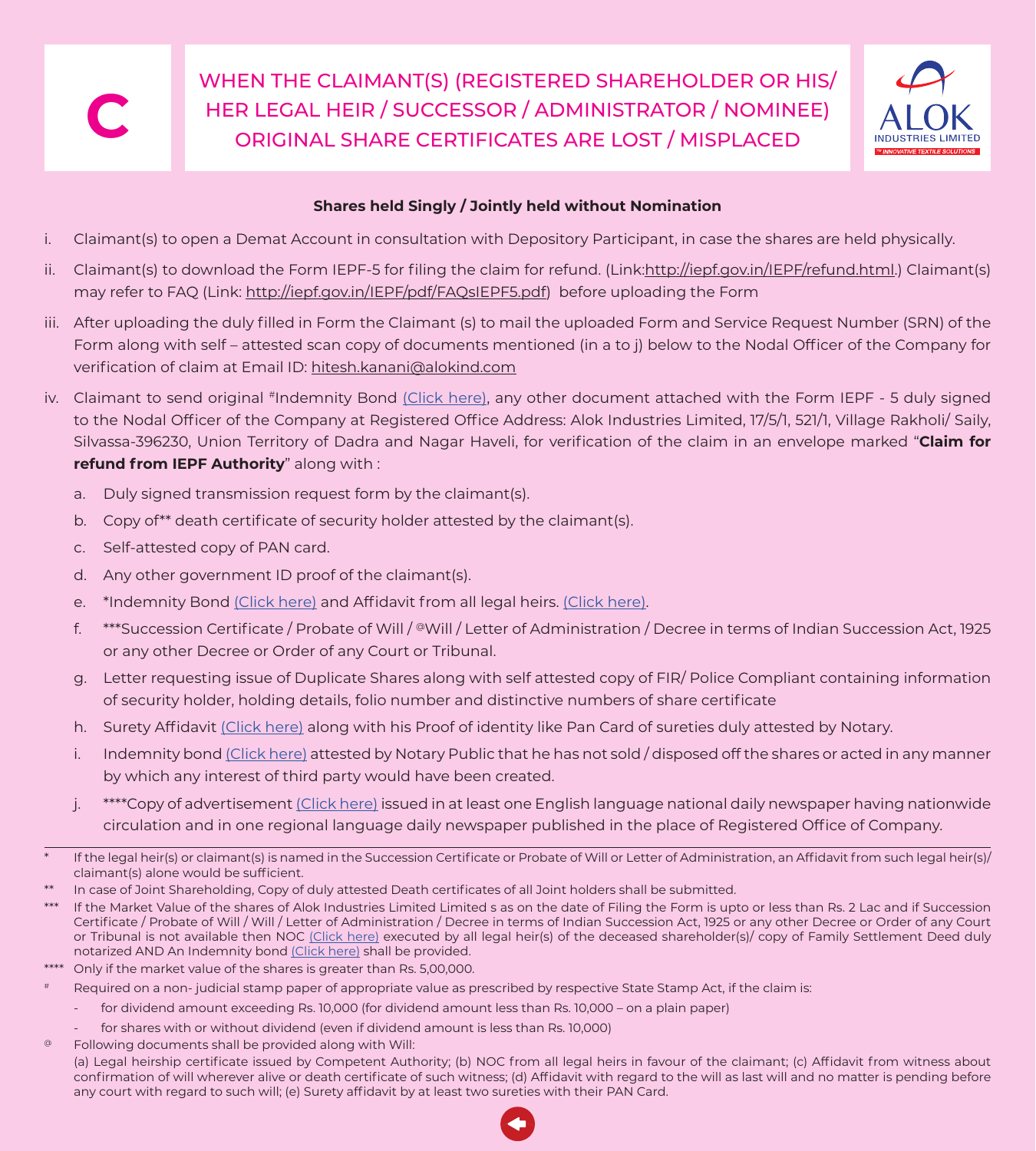# C

## WHEN THE CLAIMANT(S) (REGISTERED SHAREHOLDER OR HIS/ HER LEGAL HEIR / SUCCESSOR / ADMINISTRATOR / NOMINEE) ORIGINAL SHARE CERTIFICATES ARE LOST / MISPLACED

ALOK INDUSTRIES LIMITED

**Shares held Singly / Jointly held without Nomination**

i. Claimant(s) to open a Demat Account in consultation with Depository Participant, in case the shares are held physically.

ii. Claimant(s) to download the Form IEPF-5 for filing the claim for refund. (Link:http://iepf.gov.in/IEPF/refund.html.) Claimant(s) may refer to FAQ (Link: http://iepf.gov.in/IEPF/pdf/FAQsIEPF5.pdf) before uploading the Form

iii. After uploading the duly filled in Form the Claimant (s) to mail the uploaded Form and Service Request Number (SRN) of the Form along with self – attested scan copy of documents mentioned (in a to j) below to the Nodal Officer of the Company for verification of claim at Email ID: hitesh.kanani@alokind.com

iv. Claimant to send original #Indemnity Bond (Click here), any other document attached with the Form IEPF - 5 duly signed to the Nodal Officer of the Company at Registered Office Address: Alok Industries Limited, 17/5/1, 521/1, Village Rakholi/ Saily, Silvassa-396230, Union Territory of Dadra and Nagar Haveli, for verification of the claim in an envelope marked "**Claim for refund from IEPF Authority**" along with :

   a. Duly signed transmission request form by the claimant(s).

   b. Copy of** death certificate of security holder attested by the claimant(s).

   c. Self-attested copy of PAN card.

   d. Any other government ID proof of the claimant(s).

   e. *Indemnity Bond (Click here) and Affidavit from all legal heirs. (Click here).

   f. ***Succession Certificate / Probate of Will / @Will / Letter of Administration / Decree in terms of Indian Succession Act, 1925 or any other Decree or Order of any Court or Tribunal.

   g. Letter requesting issue of Duplicate Shares along with self attested copy of FIR/ Police Compliant containing information of security holder, holding details, folio number and distinctive numbers of share certificate

   h. Surety Affidavit (Click here) along with his Proof of identity like Pan Card of sureties duly attested by Notary.

   i. Indemnity bond (Click here) attested by Notary Public that he has not sold / disposed off the shares or acted in any manner by which any interest of third party would have been created.

   j. ****Copy of advertisement (Click here) issued in at least one English language national daily newspaper having nationwide circulation and in one regional language daily newspaper published in the place of Registered Office of Company.

---

\* If the legal heir(s) or claimant(s) is named in the Succession Certificate or Probate of Will or Letter of Administration, an Affidavit from such legal heir(s)/ claimant(s) alone would be sufficient.

** In case of Joint Shareholding, Copy of duly attested Death certificates of all Joint holders shall be submitted.

*** If the Market Value of the shares of Alok Industries Limited Limited s as on the date of Filing the Form is upto or less than Rs. 2 Lac and if Succession Certificate / Probate of Will / Will / Letter of Administration / Decree in terms of Indian Succession Act, 1925 or any other Decree or Order of any Court or Tribunal is not available then NOC (Click here) executed by all legal heir(s) of the deceased shareholder(s)/ copy of Family Settlement Deed duly notarized AND An Indemnity bond (Click here) shall be provided.

**** Only if the market value of the shares is greater than Rs. 5,00,000.

# Required on a non- judicial stamp paper of appropriate value as prescribed by respective State Stamp Act, if the claim is:

- for dividend amount exceeding Rs. 10,000 (for dividend amount less than Rs. 10,000 – on a plain paper)
- for shares with or without dividend (even if dividend amount is less than Rs. 10,000)

@ Following documents shall be provided along with Will:
(a) Legal heirship certificate issued by Competent Authority; (b) NOC from all legal heirs in favour of the claimant; (c) Affidavit from witness about confirmation of will wherever alive or death certificate of such witness; (d) Affidavit with regard to the will as last will and no matter is pending before any court with regard to such will; (e) Surety affidavit by at least two sureties with their PAN Card.